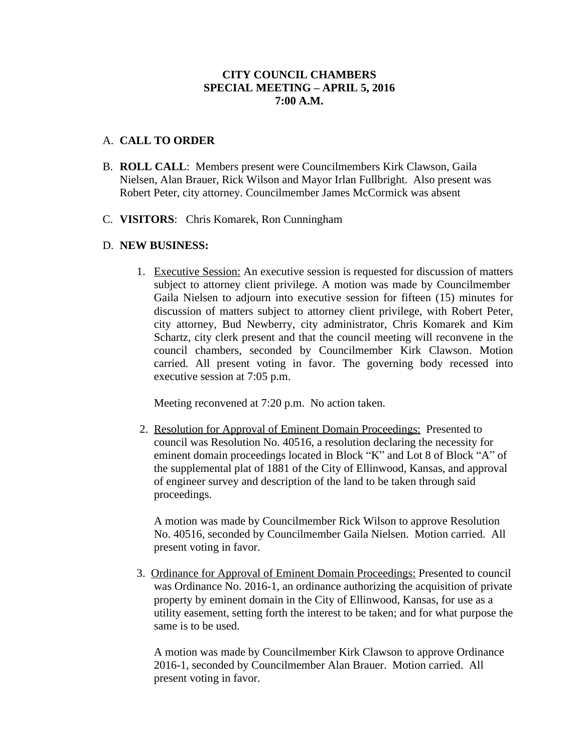**CITY COUNCIL CHAMBERS**
**SPECIAL MEETING – APRIL 5, 2016**
**7:00 A.M.**

A. **CALL TO ORDER**

B. **ROLL CALL**: Members present were Councilmembers Kirk Clawson, Gaila Nielsen, Alan Brauer, Rick Wilson and Mayor Irlan Fullbright. Also present was Robert Peter, city attorney. Councilmember James McCormick was absent

C. **VISITORS**: Chris Komarek, Ron Cunningham

D. **NEW BUSINESS:**

1. Executive Session: An executive session is requested for discussion of matters subject to attorney client privilege. A motion was made by Councilmember Gaila Nielsen to adjourn into executive session for fifteen (15) minutes for discussion of matters subject to attorney client privilege, with Robert Peter, city attorney, Bud Newberry, city administrator, Chris Komarek and Kim Schartz, city clerk present and that the council meeting will reconvene in the council chambers, seconded by Councilmember Kirk Clawson. Motion carried. All present voting in favor. The governing body recessed into executive session at 7:05 p.m.

   Meeting reconvened at 7:20 p.m. No action taken.

2. Resolution for Approval of Eminent Domain Proceedings: Presented to council was Resolution No. 40516, a resolution declaring the necessity for eminent domain proceedings located in Block "K" and Lot 8 of Block "A" of the supplemental plat of 1881 of the City of Ellinwood, Kansas, and approval of engineer survey and description of the land to be taken through said proceedings.

   A motion was made by Councilmember Rick Wilson to approve Resolution No. 40516, seconded by Councilmember Gaila Nielsen. Motion carried. All present voting in favor.

3. Ordinance for Approval of Eminent Domain Proceedings: Presented to council was Ordinance No. 2016-1, an ordinance authorizing the acquisition of private property by eminent domain in the City of Ellinwood, Kansas, for use as a utility easement, setting forth the interest to be taken; and for what purpose the same is to be used.

   A motion was made by Councilmember Kirk Clawson to approve Ordinance 2016-1, seconded by Councilmember Alan Brauer. Motion carried. All present voting in favor.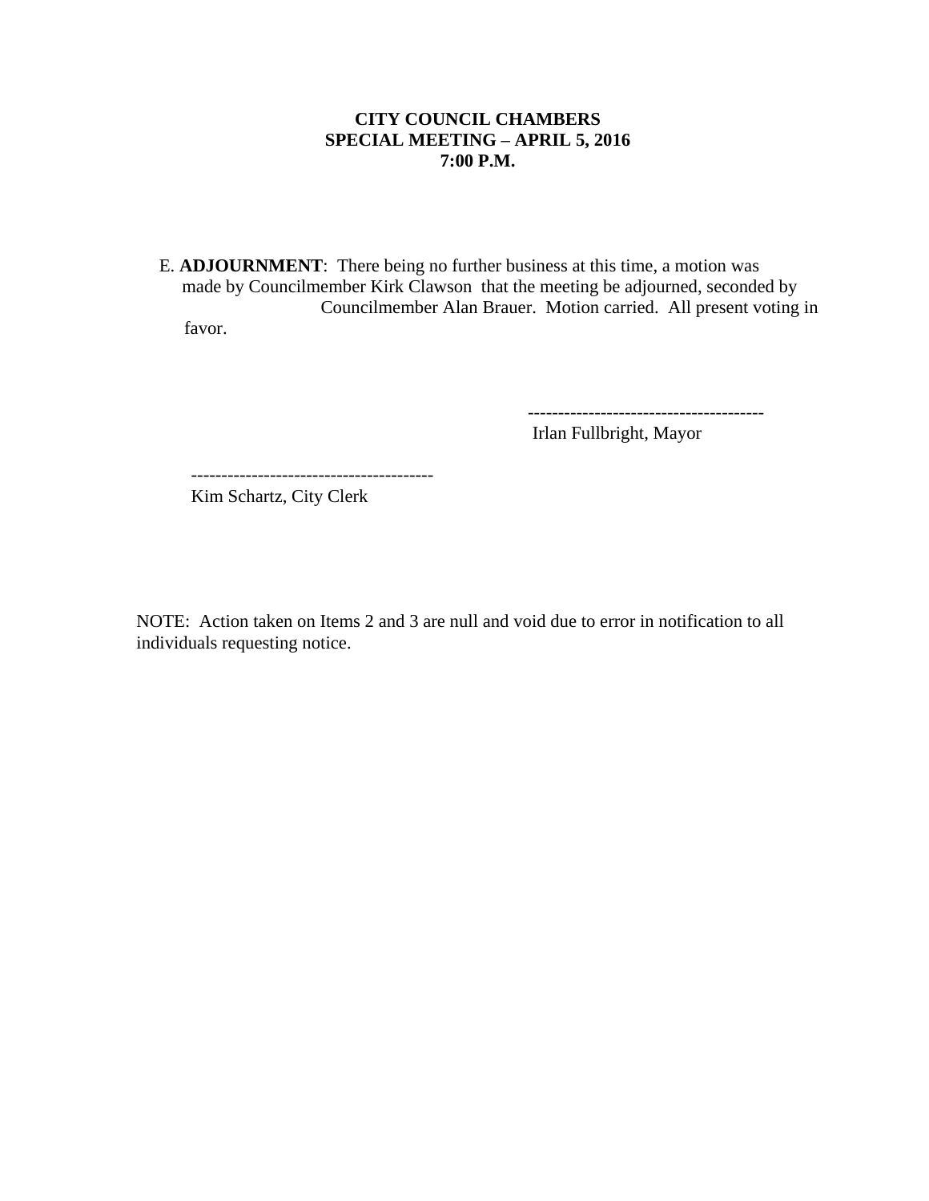**CITY COUNCIL CHAMBERS**
**SPECIAL MEETING – APRIL 5, 2016**
**7:00 P.M.**

E. **ADJOURNMENT**: There being no further business at this time, a motion was made by Councilmember Kirk Clawson that the meeting be adjourned, seconded by Councilmember Alan Brauer. Motion carried. All present voting in favor.

---------------------------------------
Irlan Fullbright, Mayor

----------------------------------------
Kim Schartz, City Clerk

NOTE: Action taken on Items 2 and 3 are null and void due to error in notification to all individuals requesting notice.